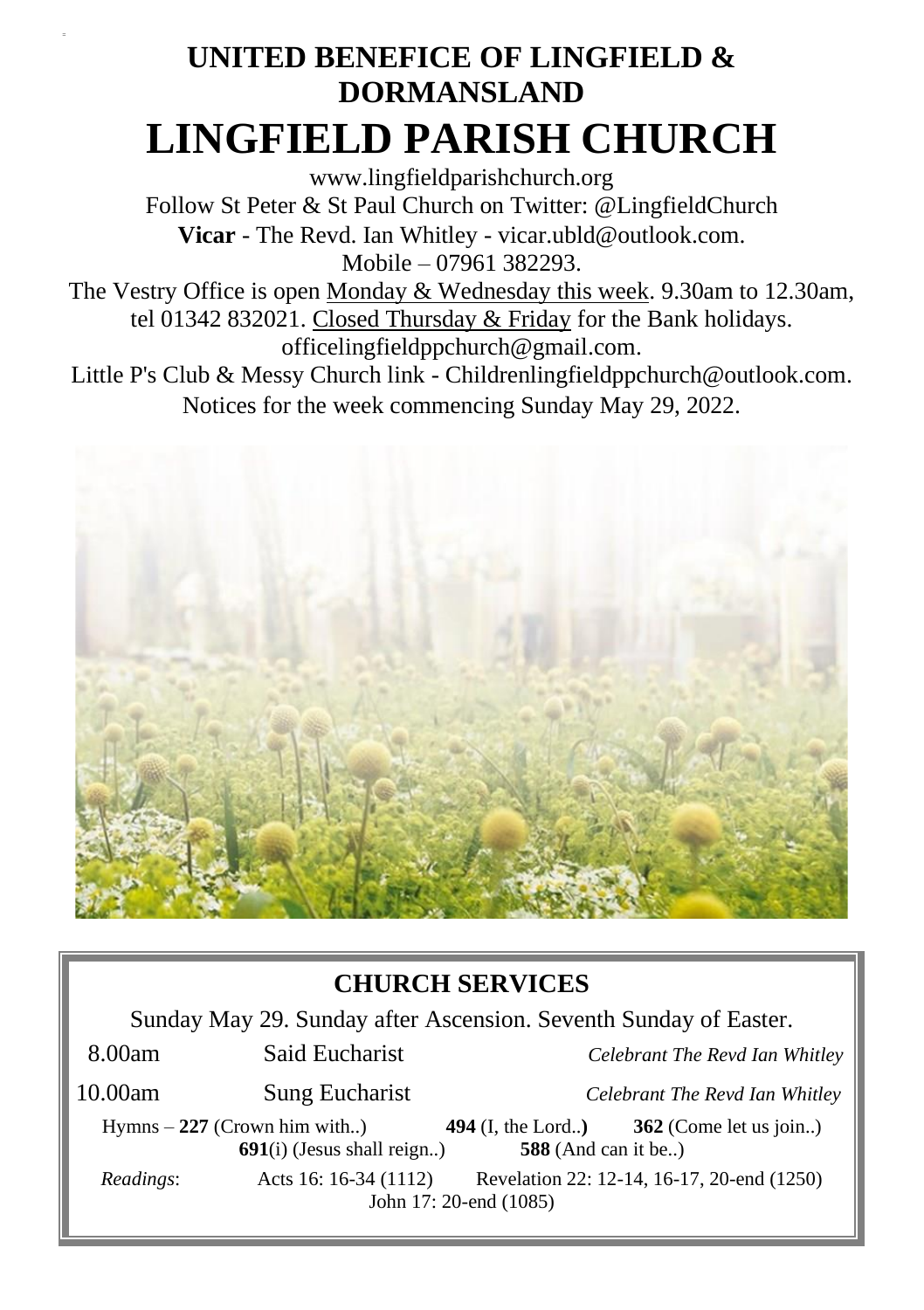# UNITED BENEFICE OF LINGFIELD & DORMANSLAND

# LINGFIELD PARISH CHURCH

www.lingfieldparishchurch.org

Follow St Peter & St Paul Church on Twitter: @LingfieldChurch

**Vicar** - The Revd. Ian Whitley - vicar.ubld@outlook.com.

Mobile – 07961 382293.

The Vestry Office is open Monday & Wednesday this week. 9.30am to 12.30am, tel 01342 832021. Closed Thursday & Friday for the Bank holidays. officelingfieldppchurch@gmail.com.

Little P's Club & Messy Church link - Childrenlingfieldppchurch@outlook.com.

Notices for the week commencing Sunday May 29, 2022.

## CHURCH SERVICES

Sunday May 29. Sunday after Ascension. Seventh Sunday of Easter.

| | | |
|---|---|---|
| 8.00am | Said Eucharist | *Celebrant The Revd Ian Whitley* |
| 10.00am | Sung Eucharist | *Celebrant The Revd Ian Whitley* |

Hymns – **227** (Crown him with..) **494** (I, the Lord..**)** **362** (Come let us join..) **691**(i) (Jesus shall reign..) **588** (And can it be..)

*Readings*: Acts 16: 16-34 (1112) Revelation 22: 12-14, 16-17, 20-end (1250) John 17: 20-end (1085)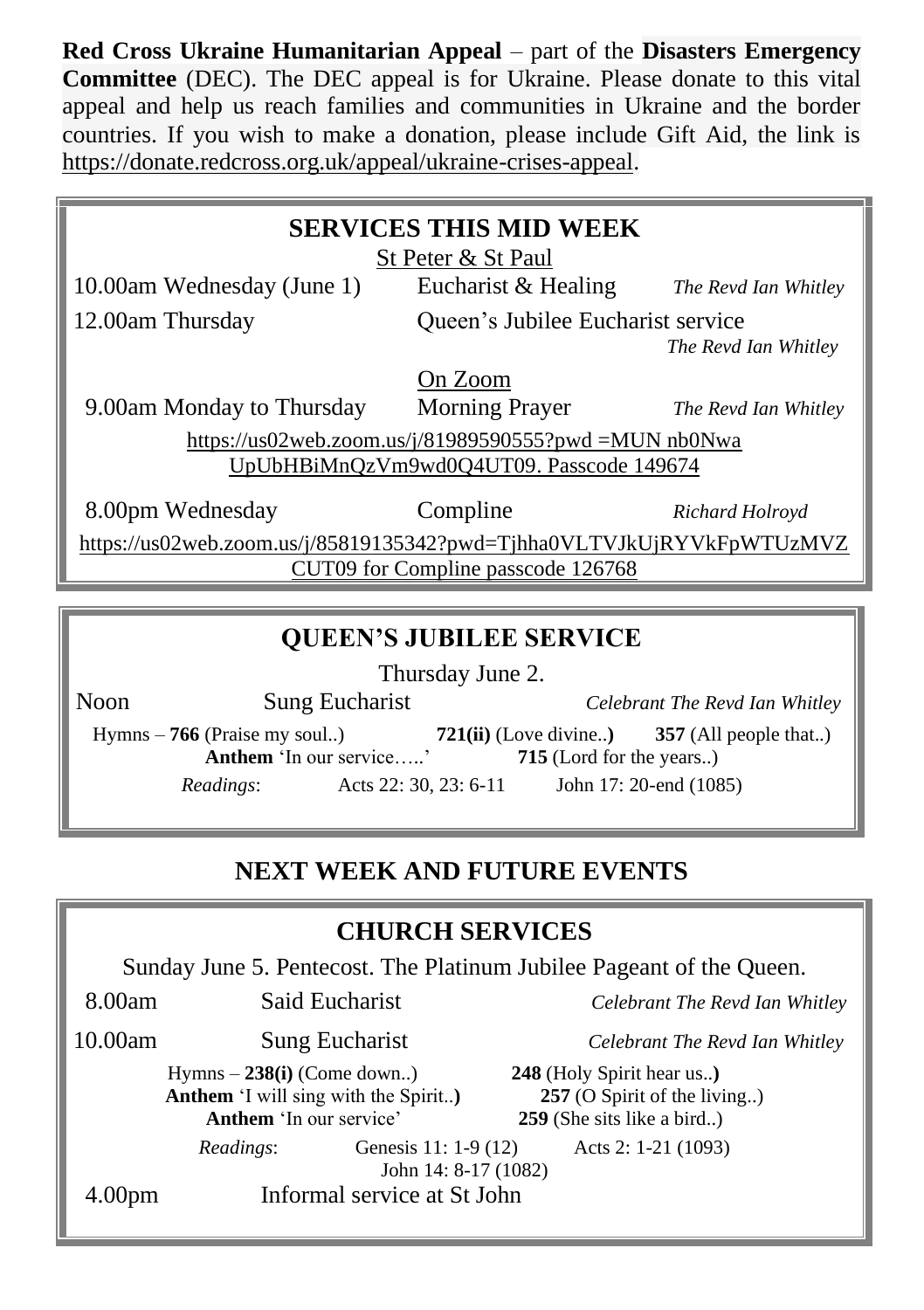**Red Cross Ukraine Humanitarian Appeal** – part of the **Disasters Emergency Committee** (DEC). The DEC appeal is for Ukraine. Please donate to this vital appeal and help us reach families and communities in Ukraine and the border countries. If you wish to make a donation, please include Gift Aid, the link is https://donate.redcross.org.uk/appeal/ukraine-crises-appeal.

## SERVICES THIS MID WEEK

St Peter & St Paul

10.00am Wednesday (June 1) — Eucharist & Healing — *The Revd Ian Whitley*

12.00am Thursday — Queen's Jubilee Eucharist service — *The Revd Ian Whitley*

On Zoom

9.00am Monday to Thursday — Morning Prayer — *The Revd Ian Whitley*

https://us02web.zoom.us/j/81989590555?pwd =MUN nb0Nwa UpUbHBiMnQzVm9wd0Q4UT09. Passcode 149674

8.00pm Wednesday — Compline — *Richard Holroyd*

https://us02web.zoom.us/j/85819135342?pwd=Tjhha0VLTVJkUjRYVkFpWTUzMVZ CUT09 for Compline passcode 126768

## QUEEN'S JUBILEE SERVICE

Thursday June 2.

Noon — Sung Eucharist — *Celebrant The Revd Ian Whitley*

Hymns – **766** (Praise my soul..) **721(ii)** (Love divine..) **357** (All people that..)
**Anthem** 'In our service…..' **715** (Lord for the years..)

*Readings*: Acts 22: 30, 23: 6-11 John 17: 20-end (1085)

## NEXT WEEK AND FUTURE EVENTS

### CHURCH SERVICES

Sunday June 5. Pentecost. The Platinum Jubilee Pageant of the Queen.

8.00am — Said Eucharist — *Celebrant The Revd Ian Whitley*

10.00am — Sung Eucharist — *Celebrant The Revd Ian Whitley*

Hymns – **238(i)** (Come down..) **248** (Holy Spirit hear us..)
**Anthem** 'I will sing with the Spirit..) **257** (O Spirit of the living..)
**Anthem** 'In our service' **259** (She sits like a bird..)

*Readings*: Genesis 11: 1-9 (12) Acts 2: 1-21 (1093)
John 14: 8-17 (1082)

4.00pm — Informal service at St John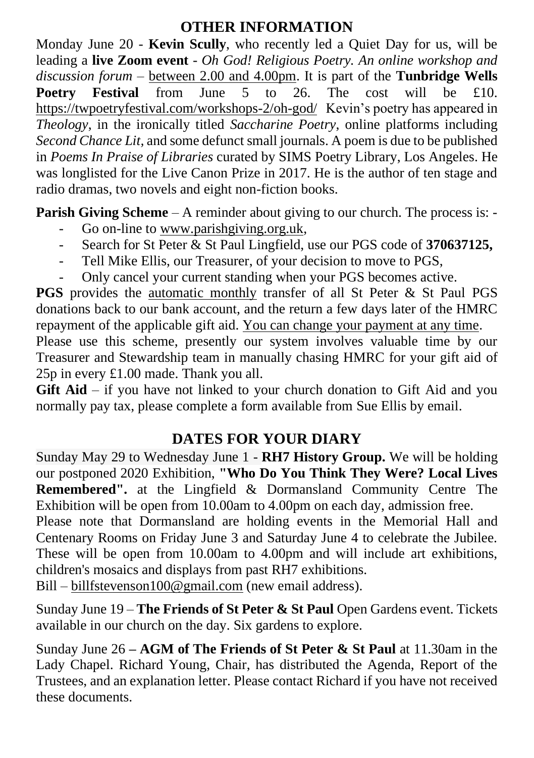## OTHER INFORMATION

Monday June 20 - **Kevin Scully**, who recently led a Quiet Day for us, will be leading a **live Zoom event** - *Oh God! Religious Poetry. An online workshop and discussion forum* – between 2.00 and 4.00pm. It is part of the **Tunbridge Wells Poetry Festival** from June 5 to 26. The cost will be £10. https://twpoetryfestival.com/workshops-2/oh-god/ Kevin's poetry has appeared in *Theology*, in the ironically titled *Saccharine Poetry*, online platforms including *Second Chance Lit*, and some defunct small journals. A poem is due to be published in *Poems In Praise of Libraries* curated by SIMS Poetry Library, Los Angeles. He was longlisted for the Live Canon Prize in 2017. He is the author of ten stage and radio dramas, two novels and eight non-fiction books.

**Parish Giving Scheme** – A reminder about giving to our church. The process is: -

- Go on-line to www.parishgiving.org.uk,
- Search for St Peter & St Paul Lingfield, use our PGS code of **370637125,**
- Tell Mike Ellis, our Treasurer, of your decision to move to PGS,
- Only cancel your current standing when your PGS becomes active.

**PGS** provides the automatic monthly transfer of all St Peter & St Paul PGS donations back to our bank account, and the return a few days later of the HMRC repayment of the applicable gift aid. You can change your payment at any time.

Please use this scheme, presently our system involves valuable time by our Treasurer and Stewardship team in manually chasing HMRC for your gift aid of 25p in every £1.00 made. Thank you all.

**Gift Aid** – if you have not linked to your church donation to Gift Aid and you normally pay tax, please complete a form available from Sue Ellis by email.

## DATES FOR YOUR DIARY

Sunday May 29 to Wednesday June 1 - **RH7 History Group.** We will be holding our postponed 2020 Exhibition, **"Who Do You Think They Were? Local Lives Remembered".** at the Lingfield & Dormansland Community Centre The Exhibition will be open from 10.00am to 4.00pm on each day, admission free.

Please note that Dormansland are holding events in the Memorial Hall and Centenary Rooms on Friday June 3 and Saturday June 4 to celebrate the Jubilee. These will be open from 10.00am to 4.00pm and will include art exhibitions, children's mosaics and displays from past RH7 exhibitions.

Bill – billfstevenson100@gmail.com (new email address).

Sunday June 19 – **The Friends of St Peter & St Paul** Open Gardens event. Tickets available in our church on the day. Six gardens to explore.

Sunday June 26 **– AGM of The Friends of St Peter & St Paul** at 11.30am in the Lady Chapel. Richard Young, Chair, has distributed the Agenda, Report of the Trustees, and an explanation letter. Please contact Richard if you have not received these documents.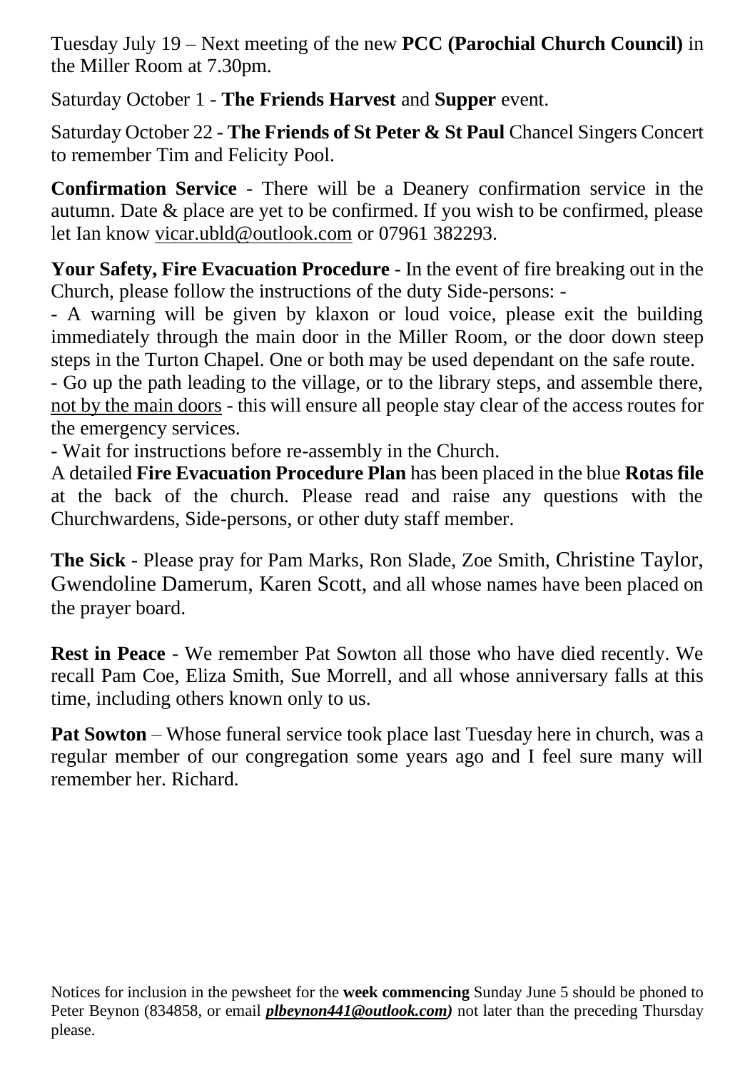Tuesday July 19 – Next meeting of the new **PCC (Parochial Church Council)** in the Miller Room at 7.30pm.

Saturday October 1 - **The Friends Harvest** and **Supper** event.

Saturday October 22 - **The Friends of St Peter & St Paul** Chancel Singers Concert to remember Tim and Felicity Pool.

**Confirmation Service** - There will be a Deanery confirmation service in the autumn. Date & place are yet to be confirmed. If you wish to be confirmed, please let Ian know vicar.ubld@outlook.com or 07961 382293.

**Your Safety, Fire Evacuation Procedure** - In the event of fire breaking out in the Church, please follow the instructions of the duty Side-persons: -

- A warning will be given by klaxon or loud voice, please exit the building immediately through the main door in the Miller Room, or the door down steep steps in the Turton Chapel. One or both may be used dependant on the safe route.
- Go up the path leading to the village, or to the library steps, and assemble there, not by the main doors - this will ensure all people stay clear of the access routes for the emergency services.
- Wait for instructions before re-assembly in the Church.

A detailed **Fire Evacuation Procedure Plan** has been placed in the blue **Rotas file** at the back of the church. Please read and raise any questions with the Churchwardens, Side-persons, or other duty staff member.

**The Sick** - Please pray for Pam Marks, Ron Slade, Zoe Smith, Christine Taylor, Gwendoline Damerum, Karen Scott, and all whose names have been placed on the prayer board.

**Rest in Peace** - We remember Pat Sowton all those who have died recently. We recall Pam Coe, Eliza Smith, Sue Morrell, and all whose anniversary falls at this time, including others known only to us.

**Pat Sowton** – Whose funeral service took place last Tuesday here in church, was a regular member of our congregation some years ago and I feel sure many will remember her. Richard.

Notices for inclusion in the pewsheet for the **week commencing** Sunday June 5 should be phoned to Peter Beynon (834858, or email ***plbeynon441@outlook.com)*** not later than the preceding Thursday please.